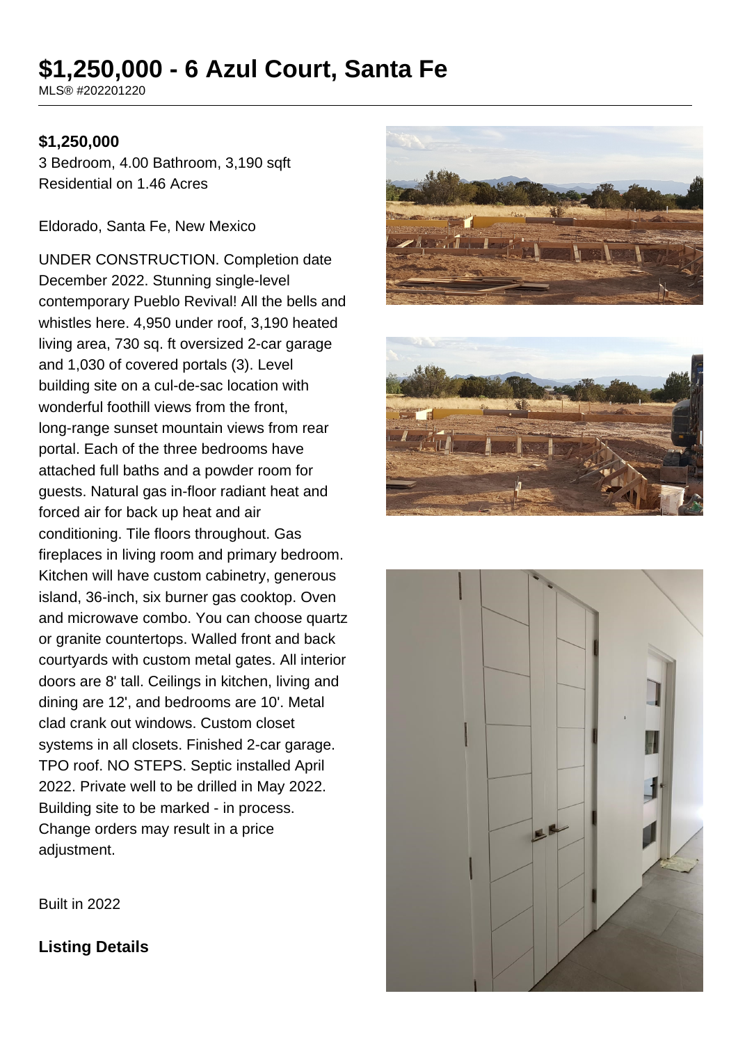# $1,250,000 - 6 Azul Court, Santa Fe

MLS® #202201220

**$1,250,000**

3 Bedroom, 4.00 Bathroom, 3,190 sqft

Residential on 1.46 Acres

Eldorado, Santa Fe, New Mexico

UNDER CONSTRUCTION. Completion date December 2022. Stunning single-level contemporary Pueblo Revival! All the bells and whistles here. 4,950 under roof, 3,190 heated living area, 730 sq. ft oversized 2-car garage and 1,030 of covered portals (3). Level building site on a cul-de-sac location with wonderful foothill views from the front, long-range sunset mountain views from rear portal. Each of the three bedrooms have attached full baths and a powder room for guests. Natural gas in-floor radiant heat and forced air for back up heat and air conditioning. Tile floors throughout. Gas fireplaces in living room and primary bedroom. Kitchen will have custom cabinetry, generous island, 36-inch, six burner gas cooktop. Oven and microwave combo. You can choose quartz or granite countertops. Walled front and back courtyards with custom metal gates. All interior doors are 8' tall. Ceilings in kitchen, living and dining are 12', and bedrooms are 10'. Metal clad crank out windows. Custom closet systems in all closets. Finished 2-car garage. TPO roof. NO STEPS. Septic installed April 2022. Private well to be drilled in May 2022. Building site to be marked - in process. Change orders may result in a price adjustment.

Built in 2022

## Listing Details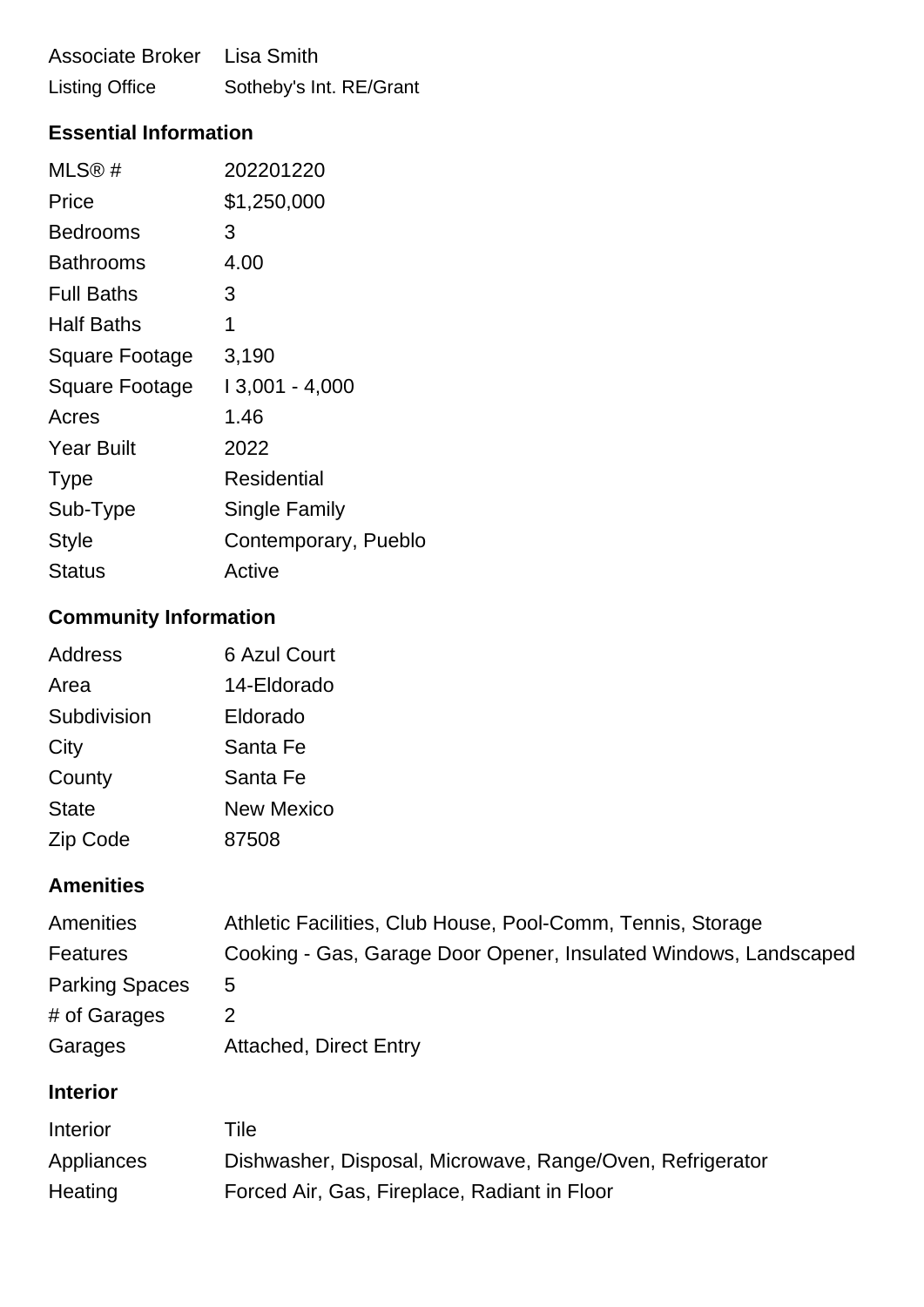| | |
|---|---|
| Associate Broker | Lisa Smith |
| Listing Office | Sotheby's Int. RE/Grant |

### Essential Information

| | |
|---|---|
| MLS® # | 202201220 |
| Price | $1,250,000 |
| Bedrooms | 3 |
| Bathrooms | 4.00 |
| Full Baths | 3 |
| Half Baths | 1 |
| Square Footage | 3,190 |
| Square Footage | I 3,001 - 4,000 |
| Acres | 1.46 |
| Year Built | 2022 |
| Type | Residential |
| Sub-Type | Single Family |
| Style | Contemporary, Pueblo |
| Status | Active |

### Community Information

| | |
|---|---|
| Address | 6 Azul Court |
| Area | 14-Eldorado |
| Subdivision | Eldorado |
| City | Santa Fe |
| County | Santa Fe |
| State | New Mexico |
| Zip Code | 87508 |

### Amenities

| | |
|---|---|
| Amenities | Athletic Facilities, Club House, Pool-Comm, Tennis, Storage |
| Features | Cooking - Gas, Garage Door Opener, Insulated Windows, Landscaped |
| Parking Spaces | 5 |
| # of Garages | 2 |
| Garages | Attached, Direct Entry |

### Interior

| | |
|---|---|
| Interior | Tile |
| Appliances | Dishwasher, Disposal, Microwave, Range/Oven, Refrigerator |
| Heating | Forced Air, Gas, Fireplace, Radiant in Floor |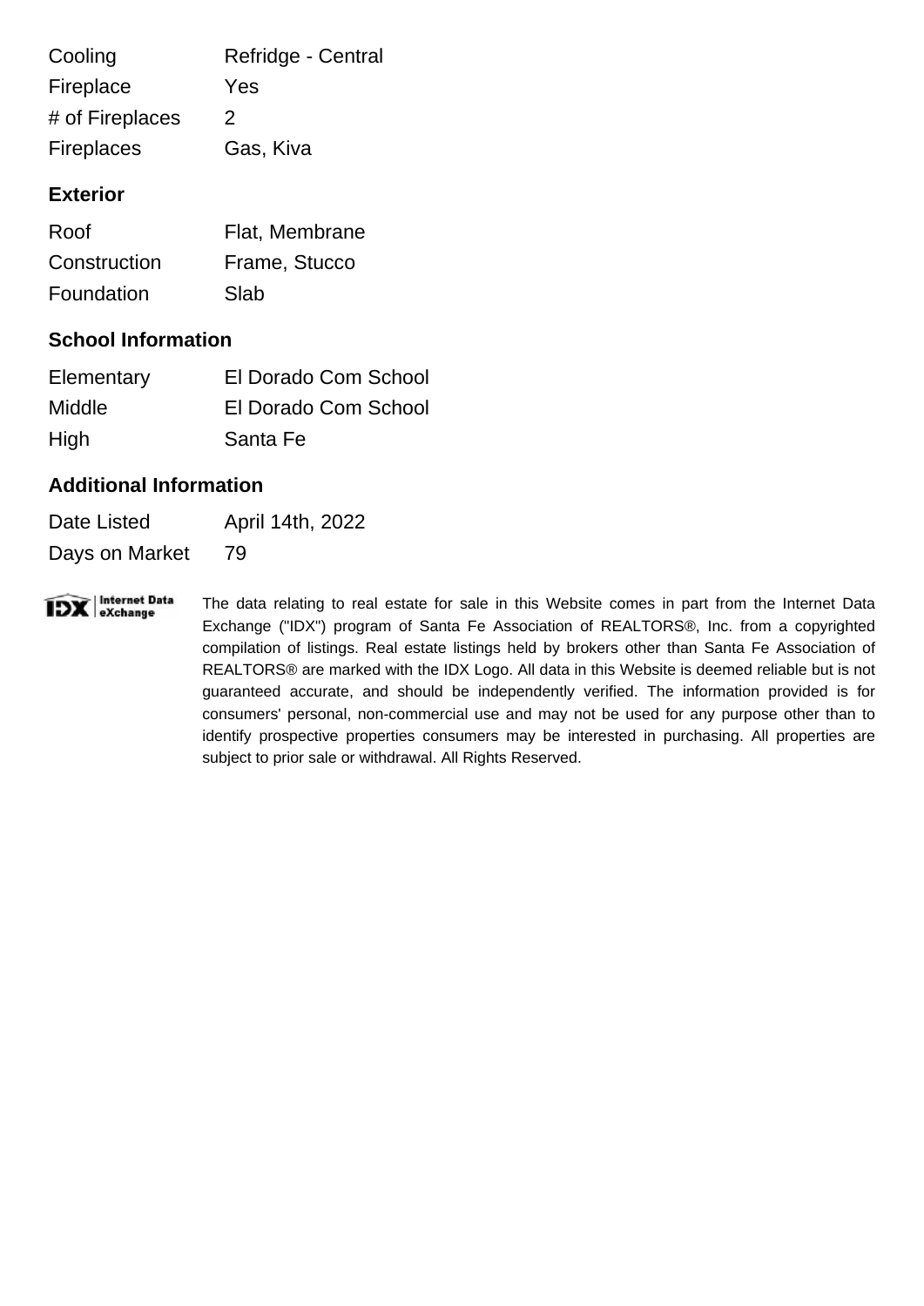| | |
|---|---|
| Cooling | Refridge - Central |
| Fireplace | Yes |
| # of Fireplaces | 2 |
| Fireplaces | Gas, Kiva |

### Exterior

| | |
|---|---|
| Roof | Flat, Membrane |
| Construction | Frame, Stucco |
| Foundation | Slab |

### School Information

| | |
|---|---|
| Elementary | El Dorado Com School |
| Middle | El Dorado Com School |
| High | Santa Fe |

### Additional Information

| | |
|---|---|
| Date Listed | April 14th, 2022 |
| Days on Market | 79 |

IDX Internet Data eXchange

The data relating to real estate for sale in this Website comes in part from the Internet Data Exchange ("IDX") program of Santa Fe Association of REALTORS®, Inc. from a copyrighted compilation of listings. Real estate listings held by brokers other than Santa Fe Association of REALTORS® are marked with the IDX Logo. All data in this Website is deemed reliable but is not guaranteed accurate, and should be independently verified. The information provided is for consumers' personal, non-commercial use and may not be used for any purpose other than to identify prospective properties consumers may be interested in purchasing. All properties are subject to prior sale or withdrawal. All Rights Reserved.